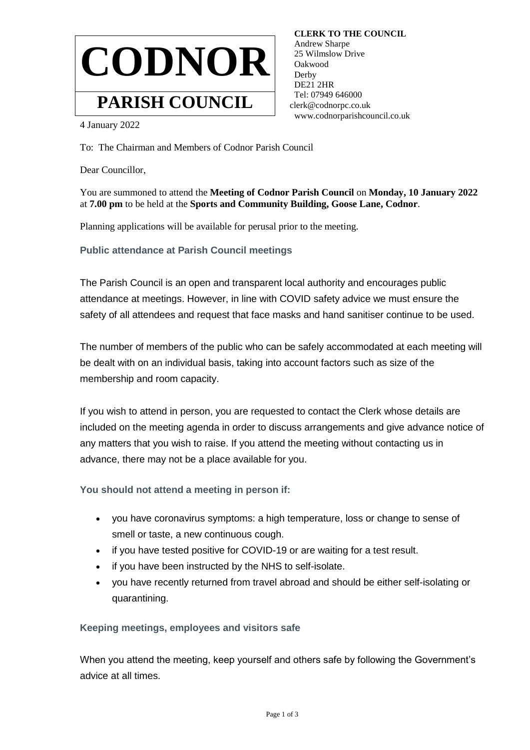# CODNOR

## PARISH COUNCIL

**CLERK TO THE COUNCIL**
Andrew Sharpe
25 Wilmslow Drive
Oakwood
Derby
DE21 2HR
Tel: 07949 646000
clerk@codnorpc.co.uk
www.codnorparishcouncil.co.uk

4 January 2022

To: The Chairman and Members of Codnor Parish Council

Dear Councillor,

You are summoned to attend the **Meeting of Codnor Parish Council** on **Monday, 10 January 2022** at **7.00 pm** to be held at the **Sports and Community Building, Goose Lane, Codnor**.

Planning applications will be available for perusal prior to the meeting.

### Public attendance at Parish Council meetings

The Parish Council is an open and transparent local authority and encourages public attendance at meetings. However, in line with COVID safety advice we must ensure the safety of all attendees and request that face masks and hand sanitiser continue to be used.

The number of members of the public who can be safely accommodated at each meeting will be dealt with on an individual basis, taking into account factors such as size of the membership and room capacity.

If you wish to attend in person, you are requested to contact the Clerk whose details are included on the meeting agenda in order to discuss arrangements and give advance notice of any matters that you wish to raise. If you attend the meeting without contacting us in advance, there may not be a place available for you.

### You should not attend a meeting in person if:

- you have coronavirus symptoms: a high temperature, loss or change to sense of smell or taste, a new continuous cough.
- if you have tested positive for COVID-19 or are waiting for a test result.
- if you have been instructed by the NHS to self-isolate.
- you have recently returned from travel abroad and should be either self-isolating or quarantining.

### Keeping meetings, employees and visitors safe

When you attend the meeting, keep yourself and others safe by following the Government's advice at all times.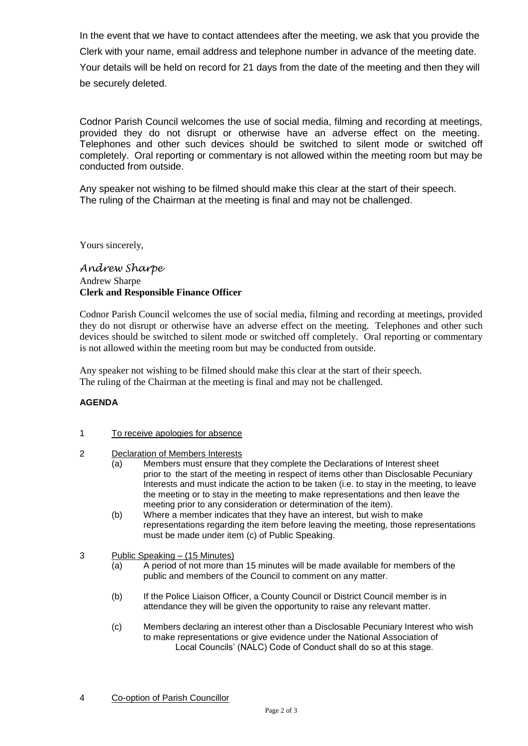In the event that we have to contact attendees after the meeting, we ask that you provide the Clerk with your name, email address and telephone number in advance of the meeting date. Your details will be held on record for 21 days from the date of the meeting and then they will be securely deleted.

Codnor Parish Council welcomes the use of social media, filming and recording at meetings, provided they do not disrupt or otherwise have an adverse effect on the meeting. Telephones and other such devices should be switched to silent mode or switched off completely. Oral reporting or commentary is not allowed within the meeting room but may be conducted from outside.

Any speaker not wishing to be filmed should make this clear at the start of their speech.
The ruling of the Chairman at the meeting is final and may not be challenged.

Yours sincerely,

*Andrew Sharpe*
Andrew Sharpe
**Clerk and Responsible Finance Officer**

Codnor Parish Council welcomes the use of social media, filming and recording at meetings, provided they do not disrupt or otherwise have an adverse effect on the meeting. Telephones and other such devices should be switched to silent mode or switched off completely. Oral reporting or commentary is not allowed within the meeting room but may be conducted from outside.

Any speaker not wishing to be filmed should make this clear at the start of their speech.
The ruling of the Chairman at the meeting is final and may not be challenged.

**AGENDA**

1 To receive apologies for absence

2 Declaration of Members Interests
   (a) Members must ensure that they complete the Declarations of Interest sheet prior to the start of the meeting in respect of items other than Disclosable Pecuniary Interests and must indicate the action to be taken (i.e. to stay in the meeting, to leave the meeting or to stay in the meeting to make representations and then leave the meeting prior to any consideration or determination of the item).
   (b) Where a member indicates that they have an interest, but wish to make representations regarding the item before leaving the meeting, those representations must be made under item (c) of Public Speaking.

3 Public Speaking – (15 Minutes)
   (a) A period of not more than 15 minutes will be made available for members of the public and members of the Council to comment on any matter.
   (b) If the Police Liaison Officer, a County Council or District Council member is in attendance they will be given the opportunity to raise any relevant matter.
   (c) Members declaring an interest other than a Disclosable Pecuniary Interest who wish to make representations or give evidence under the National Association of Local Councils' (NALC) Code of Conduct shall do so at this stage.

4 Co-option of Parish Councillor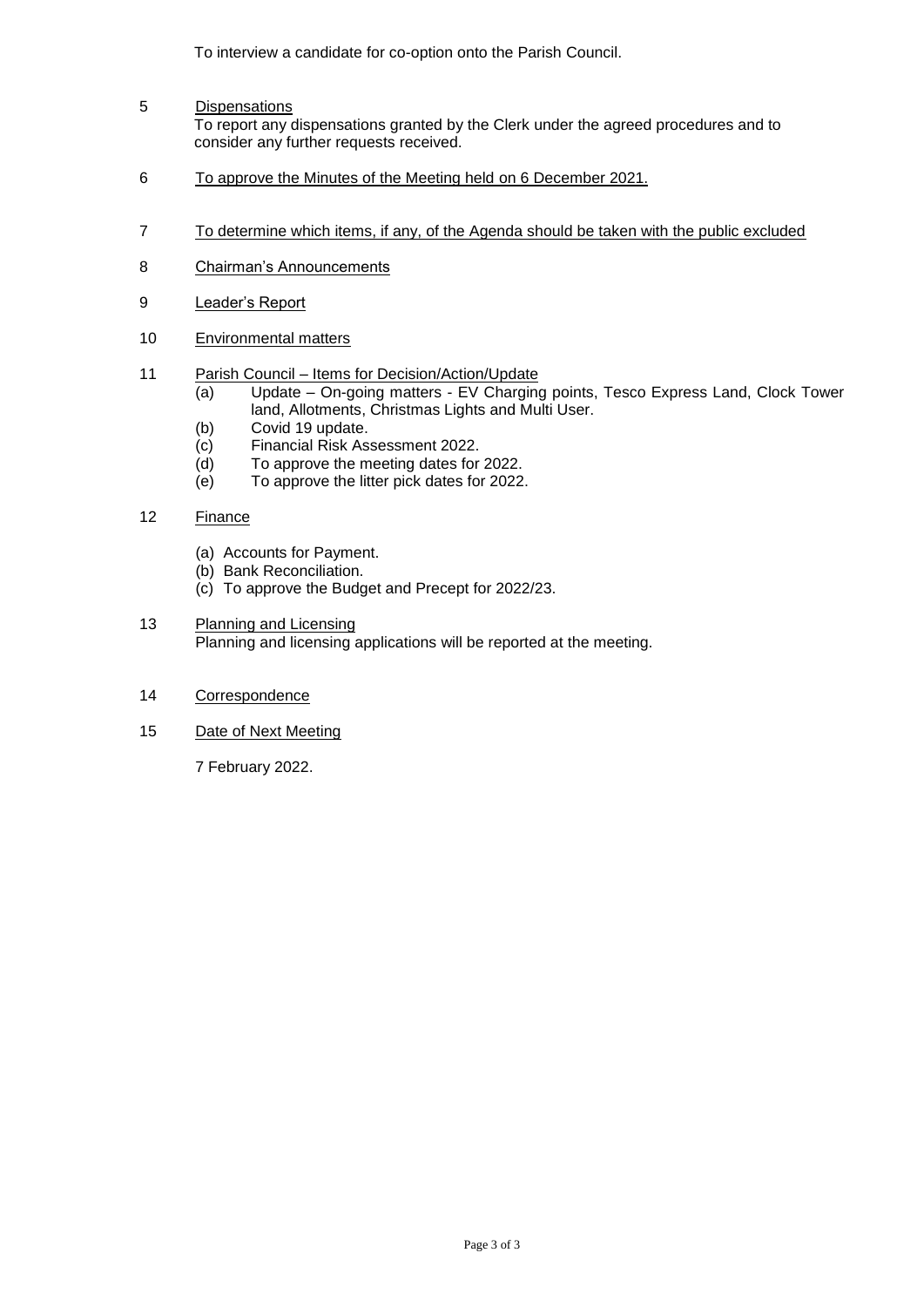To interview a candidate for co-option onto the Parish Council.

5 Dispensations

To report any dispensations granted by the Clerk under the agreed procedures and to consider any further requests received.

6 To approve the Minutes of the Meeting held on 6 December 2021.

7 To determine which items, if any, of the Agenda should be taken with the public excluded

8 Chairman's Announcements

9 Leader's Report

10 Environmental matters

11 Parish Council – Items for Decision/Action/Update

- (a) Update – On-going matters - EV Charging points, Tesco Express Land, Clock Tower land, Allotments, Christmas Lights and Multi User.
- (b) Covid 19 update.
- (c) Financial Risk Assessment 2022.
- (d) To approve the meeting dates for 2022.
- (e) To approve the litter pick dates for 2022.

12 Finance

- (a) Accounts for Payment.
- (b) Bank Reconciliation.
- (c) To approve the Budget and Precept for 2022/23.

13 Planning and Licensing

Planning and licensing applications will be reported at the meeting.

14 Correspondence

15 Date of Next Meeting

7 February 2022.